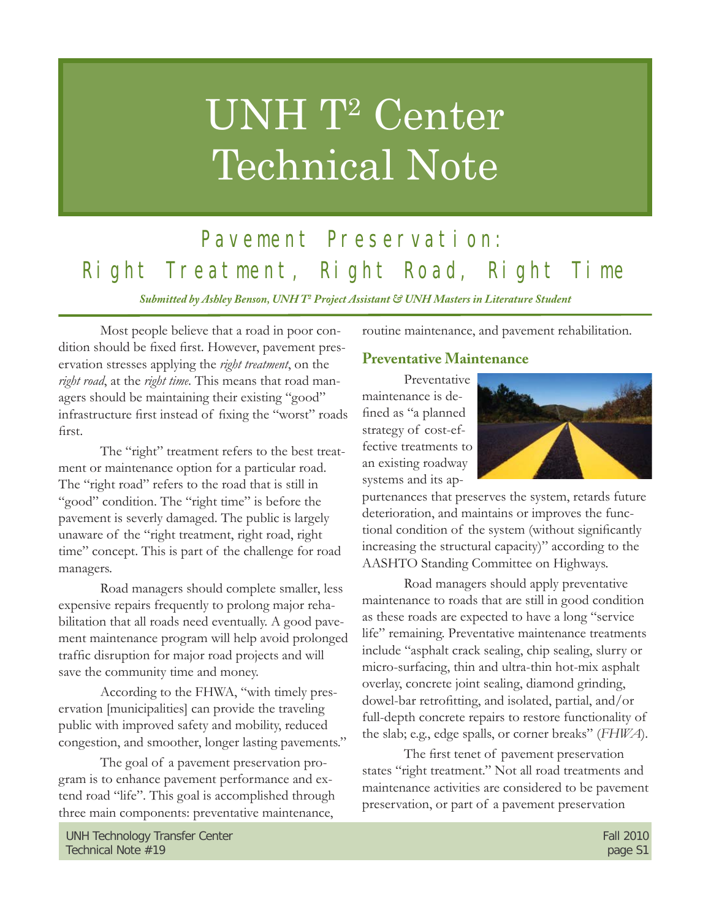# UNH T² Center Technical Note

## Pavement Preservation: Right Treatment, Right Road, Right Time

***Submitted by Ashley Benson, UNH T² Project Assistant & UNH Masters in Literature Student***

Most people believe that a road in poor condition should be fixed first. However, pavement preservation stresses applying the *right treatment*, on the *right road*, at the *right time*. This means that road managers should be maintaining their existing "good" infrastructure first instead of fixing the "worst" roads first.

The "right" treatment refers to the best treatment or maintenance option for a particular road. The "right road" refers to the road that is still in "good" condition. The "right time" is before the pavement is severely damaged. The public is largely unaware of the "right treatment, right road, right time" concept. This is part of the challenge for road managers.

Road managers should complete smaller, less expensive repairs frequently to prolong major rehabilitation that all roads need eventually. A good pavement maintenance program will help avoid prolonged traffic disruption for major road projects and will save the community time and money.

According to the FHWA, "with timely preservation [municipalities] can provide the traveling public with improved safety and mobility, reduced congestion, and smoother, longer lasting pavements."

The goal of a pavement preservation program is to enhance pavement performance and extend road "life". This goal is accomplished through three main components: preventative maintenance, routine maintenance, and pavement rehabilitation.

### Preventative Maintenance

Preventative maintenance is defined as "a planned strategy of cost-effective treatments to an existing roadway systems and its appurtenances that preserves the system, retards future deterioration, and maintains or improves the functional condition of the system (without significantly increasing the structural capacity)" according to the AASHTO Standing Committee on Highways.

Road managers should apply preventative maintenance to roads that are still in good condition as these roads are expected to have a long "service life" remaining. Preventative maintenance treatments include "asphalt crack sealing, chip sealing, slurry or micro-surfacing, thin and ultra-thin hot-mix asphalt overlay, concrete joint sealing, diamond grinding, dowel-bar retrofitting, and isolated, partial, and/or full-depth concrete repairs to restore functionality of the slab; e.g., edge spalls, or corner breaks" (*FHWA*).

The first tenet of pavement preservation states "right treatment." Not all road treatments and maintenance activities are considered to be pavement preservation, or part of a pavement preservation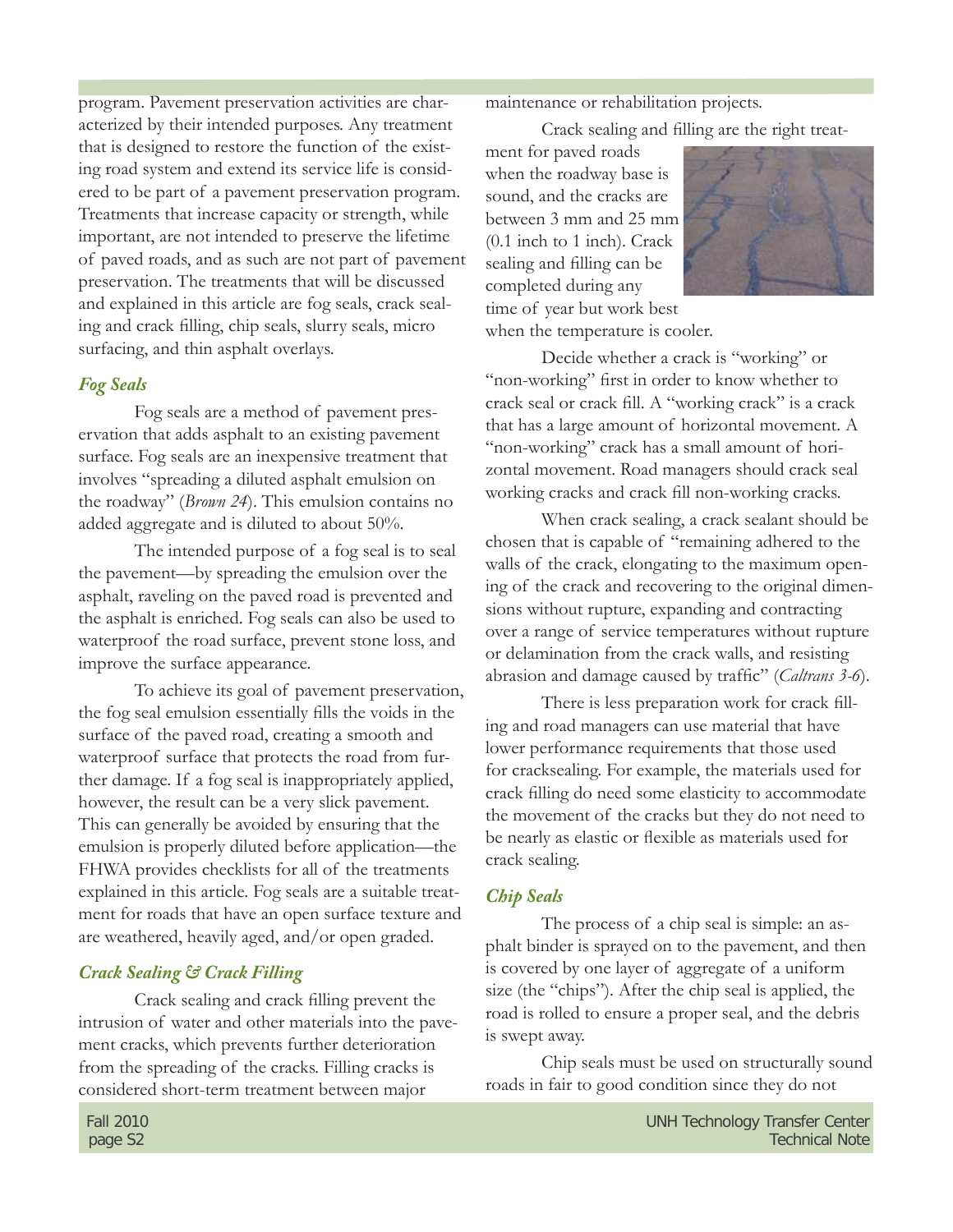program. Pavement preservation activities are characterized by their intended purposes. Any treatment that is designed to restore the function of the existing road system and extend its service life is considered to be part of a pavement preservation program. Treatments that increase capacity or strength, while important, are not intended to preserve the lifetime of paved roads, and as such are not part of pavement preservation. The treatments that will be discussed and explained in this article are fog seals, crack sealing and crack filling, chip seals, slurry seals, micro surfacing, and thin asphalt overlays.

### *Fog Seals*

Fog seals are a method of pavement preservation that adds asphalt to an existing pavement surface. Fog seals are an inexpensive treatment that involves "spreading a diluted asphalt emulsion on the roadway" (*Brown 24*). This emulsion contains no added aggregate and is diluted to about 50%.

The intended purpose of a fog seal is to seal the pavement—by spreading the emulsion over the asphalt, raveling on the paved road is prevented and the asphalt is enriched. Fog seals can also be used to waterproof the road surface, prevent stone loss, and improve the surface appearance.

To achieve its goal of pavement preservation, the fog seal emulsion essentially fills the voids in the surface of the paved road, creating a smooth and waterproof surface that protects the road from further damage. If a fog seal is inappropriately applied, however, the result can be a very slick pavement. This can generally be avoided by ensuring that the emulsion is properly diluted before application—the FHWA provides checklists for all of the treatments explained in this article. Fog seals are a suitable treatment for roads that have an open surface texture and are weathered, heavily aged, and/or open graded.

### *Crack Sealing & Crack Filling*

Crack sealing and crack filling prevent the intrusion of water and other materials into the pavement cracks, which prevents further deterioration from the spreading of the cracks. Filling cracks is considered short-term treatment between major maintenance or rehabilitation projects.

Crack sealing and filling are the right treatment for paved roads when the roadway base is sound, and the cracks are between 3 mm and 25 mm (0.1 inch to 1 inch). Crack sealing and filling can be completed during any time of year but work best when the temperature is cooler.

Decide whether a crack is "working" or "non-working" first in order to know whether to crack seal or crack fill. A "working crack" is a crack that has a large amount of horizontal movement. A "non-working" crack has a small amount of horizontal movement. Road managers should crack seal working cracks and crack fill non-working cracks.

When crack sealing, a crack sealant should be chosen that is capable of "remaining adhered to the walls of the crack, elongating to the maximum opening of the crack and recovering to the original dimensions without rupture, expanding and contracting over a range of service temperatures without rupture or delamination from the crack walls, and resisting abrasion and damage caused by traffic" (*Caltrans 3-6*).

There is less preparation work for crack filling and road managers can use material that have lower performance requirements that those used for cracksealing. For example, the materials used for crack filling do need some elasticity to accommodate the movement of the cracks but they do not need to be nearly as elastic or flexible as materials used for crack sealing.

### *Chip Seals*

The process of a chip seal is simple: an asphalt binder is sprayed on to the pavement, and then is covered by one layer of aggregate of a uniform size (the "chips"). After the chip seal is applied, the road is rolled to ensure a proper seal, and the debris is swept away.

Chip seals must be used on structurally sound roads in fair to good condition since they do not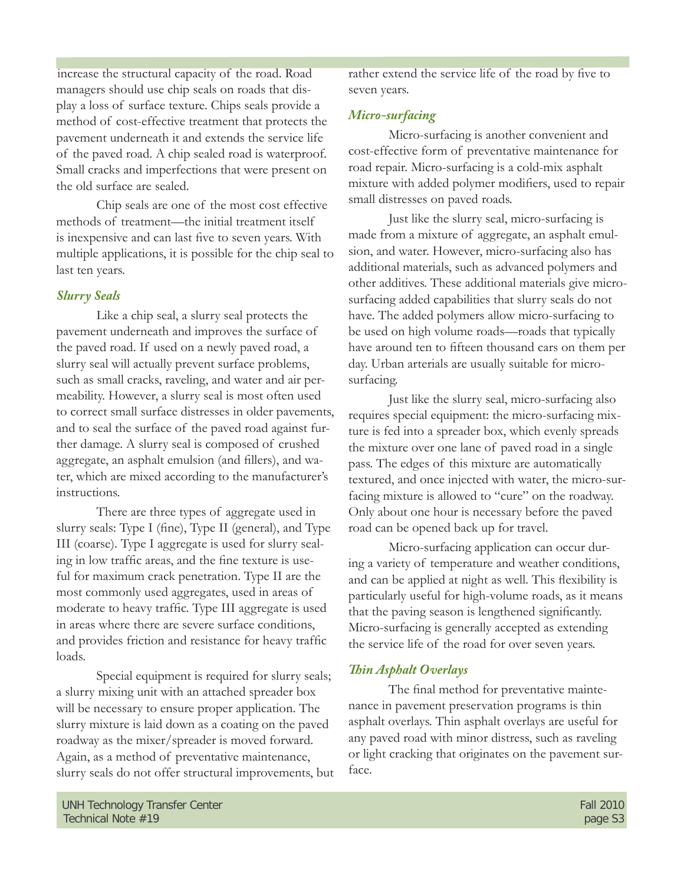increase the structural capacity of the road. Road managers should use chip seals on roads that display a loss of surface texture. Chips seals provide a method of cost-effective treatment that protects the pavement underneath it and extends the service life of the paved road. A chip sealed road is waterproof. Small cracks and imperfections that were present on the old surface are sealed.

Chip seals are one of the most cost effective methods of treatment—the initial treatment itself is inexpensive and can last five to seven years. With multiple applications, it is possible for the chip seal to last ten years.

### *Slurry Seals*

Like a chip seal, a slurry seal protects the pavement underneath and improves the surface of the paved road. If used on a newly paved road, a slurry seal will actually prevent surface problems, such as small cracks, raveling, and water and air permeability. However, a slurry seal is most often used to correct small surface distresses in older pavements, and to seal the surface of the paved road against further damage. A slurry seal is composed of crushed aggregate, an asphalt emulsion (and fillers), and water, which are mixed according to the manufacturer's instructions.

There are three types of aggregate used in slurry seals: Type I (fine), Type II (general), and Type III (coarse). Type I aggregate is used for slurry sealing in low traffic areas, and the fine texture is useful for maximum crack penetration. Type II are the most commonly used aggregates, used in areas of moderate to heavy traffic. Type III aggregate is used in areas where there are severe surface conditions, and provides friction and resistance for heavy traffic loads.

Special equipment is required for slurry seals; a slurry mixing unit with an attached spreader box will be necessary to ensure proper application. The slurry mixture is laid down as a coating on the paved roadway as the mixer/spreader is moved forward. Again, as a method of preventative maintenance, slurry seals do not offer structural improvements, but rather extend the service life of the road by five to seven years.

### *Micro-surfacing*

Micro-surfacing is another convenient and cost-effective form of preventative maintenance for road repair. Micro-surfacing is a cold-mix asphalt mixture with added polymer modifiers, used to repair small distresses on paved roads.

Just like the slurry seal, micro-surfacing is made from a mixture of aggregate, an asphalt emulsion, and water. However, micro-surfacing also has additional materials, such as advanced polymers and other additives. These additional materials give micro-surfacing added capabilities that slurry seals do not have. The added polymers allow micro-surfacing to be used on high volume roads—roads that typically have around ten to fifteen thousand cars on them per day. Urban arterials are usually suitable for micro-surfacing.

Just like the slurry seal, micro-surfacing also requires special equipment: the micro-surfacing mixture is fed into a spreader box, which evenly spreads the mixture over one lane of paved road in a single pass. The edges of this mixture are automatically textured, and once injected with water, the micro-surfacing mixture is allowed to "cure" on the roadway. Only about one hour is necessary before the paved road can be opened back up for travel.

Micro-surfacing application can occur during a variety of temperature and weather conditions, and can be applied at night as well. This flexibility is particularly useful for high-volume roads, as it means that the paving season is lengthened significantly. Micro-surfacing is generally accepted as extending the service life of the road for over seven years.

### *Thin Asphalt Overlays*

The final method for preventative maintenance in pavement preservation programs is thin asphalt overlays. Thin asphalt overlays are useful for any paved road with minor distress, such as raveling or light cracking that originates on the pavement surface.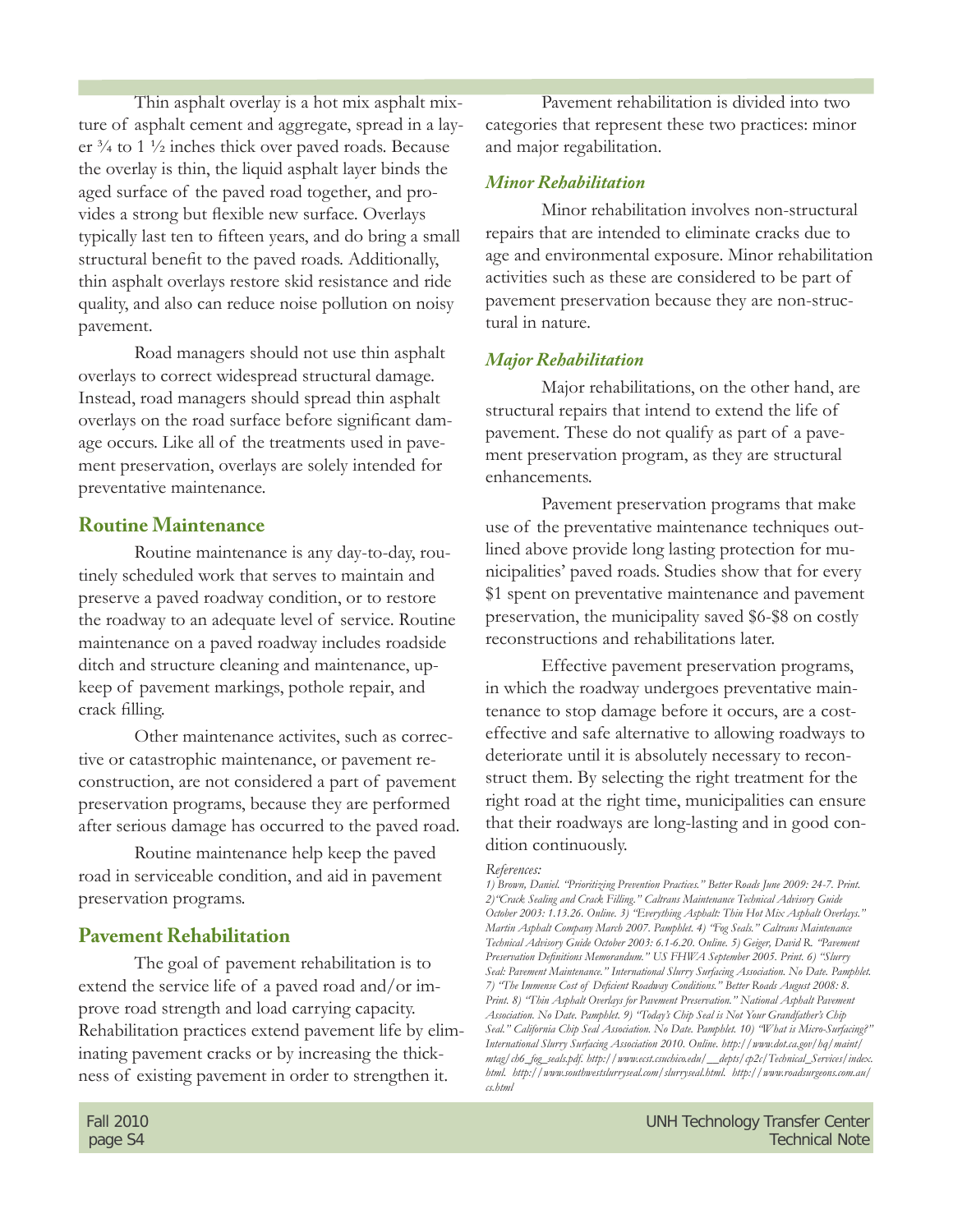Thin asphalt overlay is a hot mix asphalt mixture of asphalt cement and aggregate, spread in a layer ¾ to 1 ½ inches thick over paved roads. Because the overlay is thin, the liquid asphalt layer binds the aged surface of the paved road together, and provides a strong but flexible new surface. Overlays typically last ten to fifteen years, and do bring a small structural benefit to the paved roads. Additionally, thin asphalt overlays restore skid resistance and ride quality, and also can reduce noise pollution on noisy pavement.

Road managers should not use thin asphalt overlays to correct widespread structural damage. Instead, road managers should spread thin asphalt overlays on the road surface before significant damage occurs. Like all of the treatments used in pavement preservation, overlays are solely intended for preventative maintenance.

## Routine Maintenance

Routine maintenance is any day-to-day, routinely scheduled work that serves to maintain and preserve a paved roadway condition, or to restore the roadway to an adequate level of service. Routine maintenance on a paved roadway includes roadside ditch and structure cleaning and maintenance, upkeep of pavement markings, pothole repair, and crack filling.

Other maintenance activites, such as corrective or catastrophic maintenance, or pavement reconstruction, are not considered a part of pavement preservation programs, because they are performed after serious damage has occurred to the paved road.

Routine maintenance help keep the paved road in serviceable condition, and aid in pavement preservation programs.

## Pavement Rehabilitation

The goal of pavement rehabilitation is to extend the service life of a paved road and/or improve road strength and load carrying capacity. Rehabilitation practices extend pavement life by eliminating pavement cracks or by increasing the thickness of existing pavement in order to strengthen it.

Pavement rehabilitation is divided into two categories that represent these two practices: minor and major regabilitation.

### *Minor Rehabilitation*

Minor rehabilitation involves non-structural repairs that are intended to eliminate cracks due to age and environmental exposure. Minor rehabilitation activities such as these are considered to be part of pavement preservation because they are non-structural in nature.

### *Major Rehabilitation*

Major rehabilitations, on the other hand, are structural repairs that intend to extend the life of pavement. These do not qualify as part of a pavement preservation program, as they are structural enhancements.

Pavement preservation programs that make use of the preventative maintenance techniques outlined above provide long lasting protection for municipalities' paved roads. Studies show that for every $1 spent on preventative maintenance and pavement preservation, the municipality saved $6-$8 on costly reconstructions and rehabilitations later.

Effective pavement preservation programs, in which the roadway undergoes preventative maintenance to stop damage before it occurs, are a cost-effective and safe alternative to allowing roadways to deteriorate until it is absolutely necessary to reconstruct them. By selecting the right treatment for the right road at the right time, municipalities can ensure that their roadways are long-lasting and in good condition continuously.

*References:*

*1) Brown, Daniel. "Prioritizing Prevention Practices." Better Roads June 2009: 24-7. Print. 2)"Crack Sealing and Crack Filling." Caltrans Maintenance Technical Advisory Guide October 2003: 1.13.26. Online. 3) "Everything Asphalt: Thin Hot Mix Asphalt Overlays." Martin Asphalt Company March 2007. Pamphlet. 4) "Fog Seals." Caltrans Maintenance Technical Advisory Guide October 2003: 6.1-6.20. Online. 5) Geiger, David R. "Pavement Preservation Definitions Memorandum." US FHWA September 2005. Print. 6) "Slurry Seal: Pavement Maintenance." International Slurry Surfacing Association. No Date. Pamphlet. 7) "The Immense Cost of Deficient Roadway Conditions." Better Roads August 2008: 8. Print. 8) "Thin Asphalt Overlays for Pavement Preservation." National Asphalt Pavement Association. No Date. Pamphlet. 9) "Today's Chip Seal is Not Your Grandfather's Chip Seal." California Chip Seal Association. No Date. Pamphlet. 10) "What is Micro-Surfacing?" International Slurry Surfacing Association 2010. Online. http://www.dot.ca.gov/hq/maint/mtag/ch6_fog_seals.pdf. http://www.ecst.csuchico.edu/__depts/cp2c/Technical_Services/index.html. http://www.southwestslurryseal.com/slurryseal.html. http://www.roadsurgeons.com.au/cs.html*